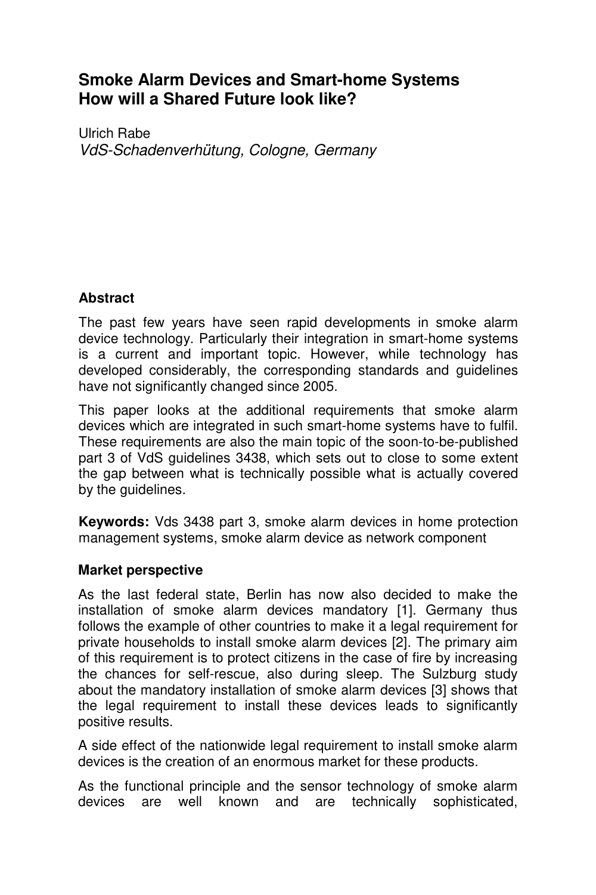# Smoke Alarm Devices and Smart-home Systems How will a Shared Future look like?

Ulrich Rabe
*VdS-Schadenverhütung, Cologne, Germany*

## Abstract

The past few years have seen rapid developments in smoke alarm device technology. Particularly their integration in smart-home systems is a current and important topic. However, while technology has developed considerably, the corresponding standards and guidelines have not significantly changed since 2005.

This paper looks at the additional requirements that smoke alarm devices which are integrated in such smart-home systems have to fulfil. These requirements are also the main topic of the soon-to-be-published part 3 of VdS guidelines 3438, which sets out to close to some extent the gap between what is technically possible what is actually covered by the guidelines.

**Keywords:** Vds 3438 part 3, smoke alarm devices in home protection management systems, smoke alarm device as network component

## Market perspective

As the last federal state, Berlin has now also decided to make the installation of smoke alarm devices mandatory [1]. Germany thus follows the example of other countries to make it a legal requirement for private households to install smoke alarm devices [2]. The primary aim of this requirement is to protect citizens in the case of fire by increasing the chances for self-rescue, also during sleep. The Sulzburg study about the mandatory installation of smoke alarm devices [3] shows that the legal requirement to install these devices leads to significantly positive results.

A side effect of the nationwide legal requirement to install smoke alarm devices is the creation of an enormous market for these products.

As the functional principle and the sensor technology of smoke alarm devices are well known and are technically sophisticated,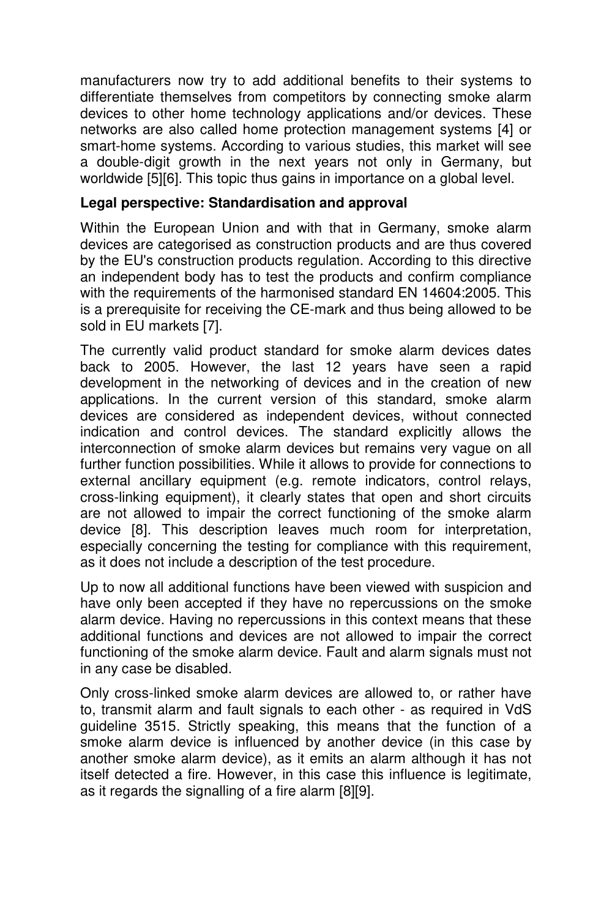manufacturers now try to add additional benefits to their systems to differentiate themselves from competitors by connecting smoke alarm devices to other home technology applications and/or devices. These networks are also called home protection management systems [4] or smart-home systems. According to various studies, this market will see a double-digit growth in the next years not only in Germany, but worldwide [5][6]. This topic thus gains in importance on a global level.

**Legal perspective: Standardisation and approval**

Within the European Union and with that in Germany, smoke alarm devices are categorised as construction products and are thus covered by the EU's construction products regulation. According to this directive an independent body has to test the products and confirm compliance with the requirements of the harmonised standard EN 14604:2005. This is a prerequisite for receiving the CE-mark and thus being allowed to be sold in EU markets [7].

The currently valid product standard for smoke alarm devices dates back to 2005. However, the last 12 years have seen a rapid development in the networking of devices and in the creation of new applications. In the current version of this standard, smoke alarm devices are considered as independent devices, without connected indication and control devices. The standard explicitly allows the interconnection of smoke alarm devices but remains very vague on all further function possibilities. While it allows to provide for connections to external ancillary equipment (e.g. remote indicators, control relays, cross-linking equipment), it clearly states that open and short circuits are not allowed to impair the correct functioning of the smoke alarm device [8]. This description leaves much room for interpretation, especially concerning the testing for compliance with this requirement, as it does not include a description of the test procedure.

Up to now all additional functions have been viewed with suspicion and have only been accepted if they have no repercussions on the smoke alarm device. Having no repercussions in this context means that these additional functions and devices are not allowed to impair the correct functioning of the smoke alarm device. Fault and alarm signals must not in any case be disabled.

Only cross-linked smoke alarm devices are allowed to, or rather have to, transmit alarm and fault signals to each other - as required in VdS guideline 3515. Strictly speaking, this means that the function of a smoke alarm device is influenced by another device (in this case by another smoke alarm device), as it emits an alarm although it has not itself detected a fire. However, in this case this influence is legitimate, as it regards the signalling of a fire alarm [8][9].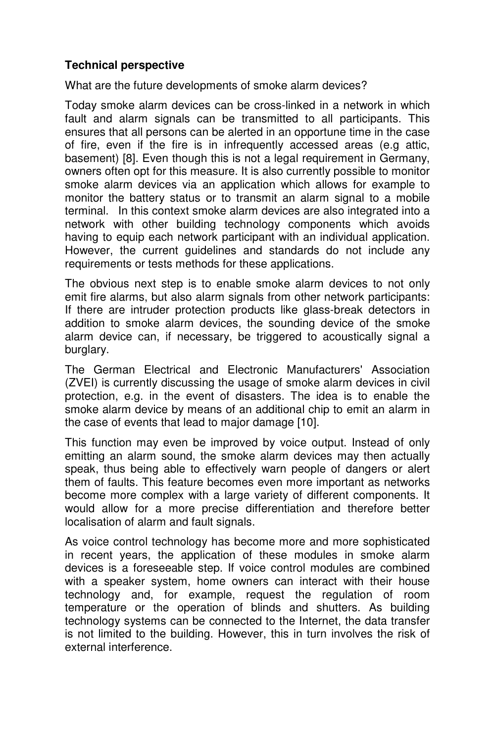**Technical perspective**

What are the future developments of smoke alarm devices?

Today smoke alarm devices can be cross-linked in a network in which fault and alarm signals can be transmitted to all participants. This ensures that all persons can be alerted in an opportune time in the case of fire, even if the fire is in infrequently accessed areas (e.g attic, basement) [8]. Even though this is not a legal requirement in Germany, owners often opt for this measure. It is also currently possible to monitor smoke alarm devices via an application which allows for example to monitor the battery status or to transmit an alarm signal to a mobile terminal. In this context smoke alarm devices are also integrated into a network with other building technology components which avoids having to equip each network participant with an individual application. However, the current guidelines and standards do not include any requirements or tests methods for these applications.

The obvious next step is to enable smoke alarm devices to not only emit fire alarms, but also alarm signals from other network participants: If there are intruder protection products like glass-break detectors in addition to smoke alarm devices, the sounding device of the smoke alarm device can, if necessary, be triggered to acoustically signal a burglary.

The German Electrical and Electronic Manufacturers' Association (ZVEI) is currently discussing the usage of smoke alarm devices in civil protection, e.g. in the event of disasters. The idea is to enable the smoke alarm device by means of an additional chip to emit an alarm in the case of events that lead to major damage [10].

This function may even be improved by voice output. Instead of only emitting an alarm sound, the smoke alarm devices may then actually speak, thus being able to effectively warn people of dangers or alert them of faults. This feature becomes even more important as networks become more complex with a large variety of different components. It would allow for a more precise differentiation and therefore better localisation of alarm and fault signals.

As voice control technology has become more and more sophisticated in recent years, the application of these modules in smoke alarm devices is a foreseeable step. If voice control modules are combined with a speaker system, home owners can interact with their house technology and, for example, request the regulation of room temperature or the operation of blinds and shutters. As building technology systems can be connected to the Internet, the data transfer is not limited to the building. However, this in turn involves the risk of external interference.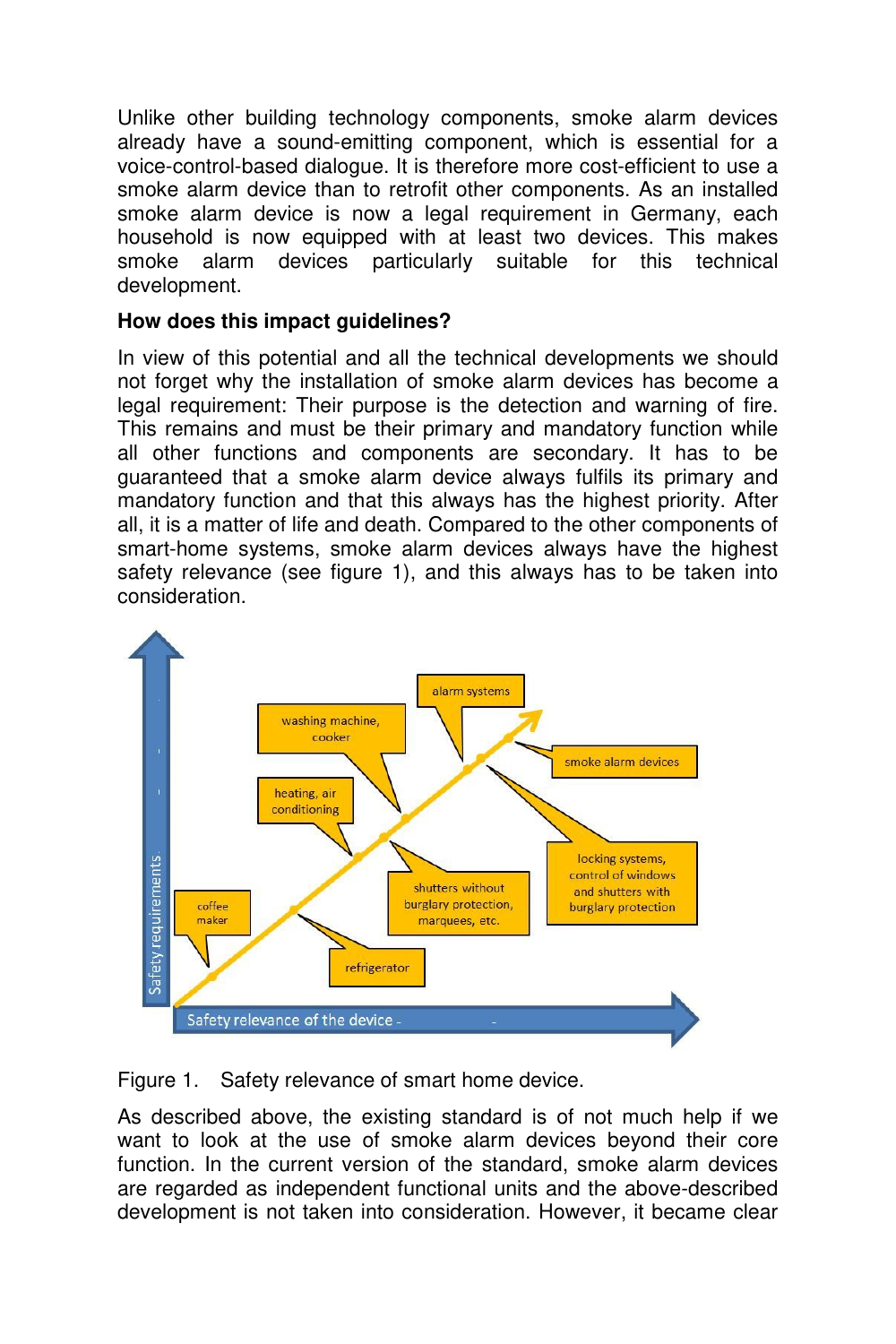Unlike other building technology components, smoke alarm devices already have a sound-emitting component, which is essential for a voice-control-based dialogue. It is therefore more cost-efficient to use a smoke alarm device than to retrofit other components. As an installed smoke alarm device is now a legal requirement in Germany, each household is now equipped with at least two devices. This makes smoke alarm devices particularly suitable for this technical development.

**How does this impact guidelines?**

In view of this potential and all the technical developments we should not forget why the installation of smoke alarm devices has become a legal requirement: Their purpose is the detection and warning of fire. This remains and must be their primary and mandatory function while all other functions and components are secondary. It has to be guaranteed that a smoke alarm device always fulfils its primary and mandatory function and that this always has the highest priority. After all, it is a matter of life and death. Compared to the other components of smart-home systems, smoke alarm devices always have the highest safety relevance (see figure 1), and this always has to be taken into consideration.

Figure 1. Safety relevance of smart home device.

As described above, the existing standard is of not much help if we want to look at the use of smoke alarm devices beyond their core function. In the current version of the standard, smoke alarm devices are regarded as independent functional units and the above-described development is not taken into consideration. However, it became clear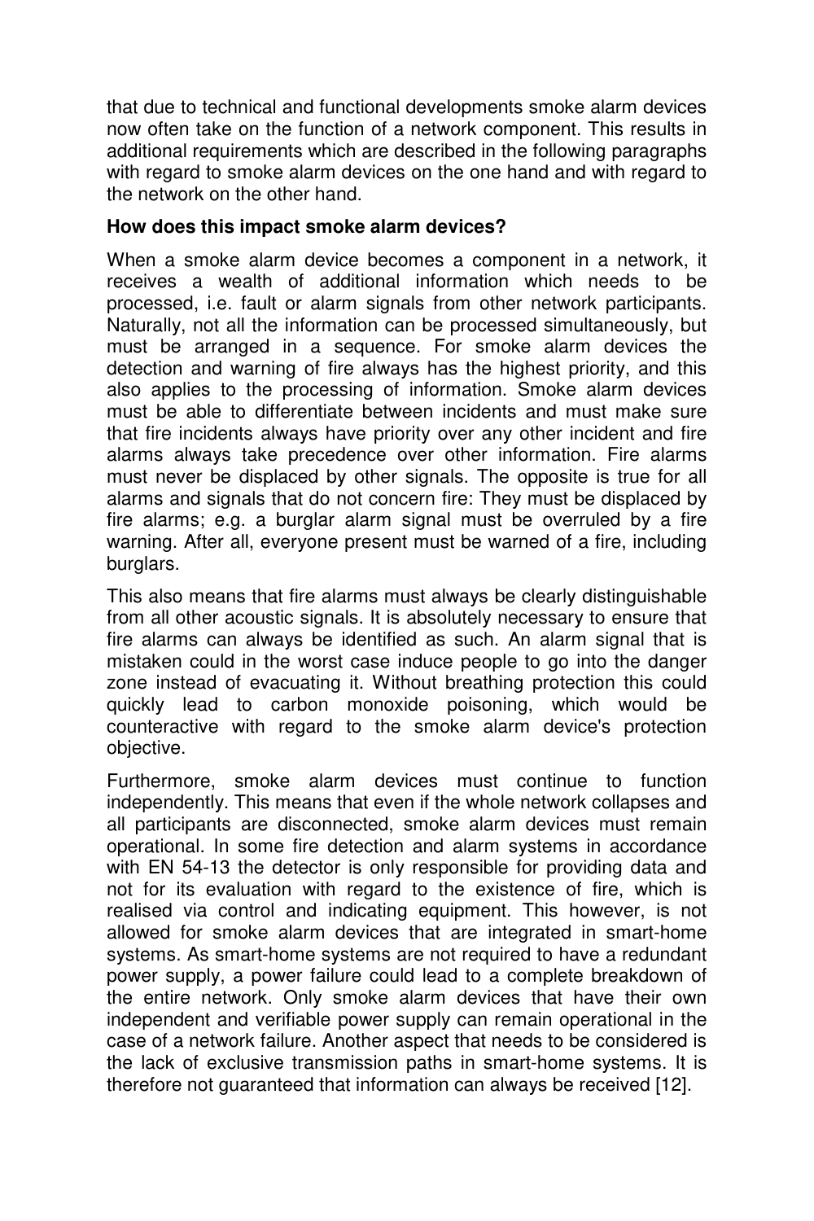that due to technical and functional developments smoke alarm devices now often take on the function of a network component. This results in additional requirements which are described in the following paragraphs with regard to smoke alarm devices on the one hand and with regard to the network on the other hand.

**How does this impact smoke alarm devices?**

When a smoke alarm device becomes a component in a network, it receives a wealth of additional information which needs to be processed, i.e. fault or alarm signals from other network participants. Naturally, not all the information can be processed simultaneously, but must be arranged in a sequence. For smoke alarm devices the detection and warning of fire always has the highest priority, and this also applies to the processing of information. Smoke alarm devices must be able to differentiate between incidents and must make sure that fire incidents always have priority over any other incident and fire alarms always take precedence over other information. Fire alarms must never be displaced by other signals. The opposite is true for all alarms and signals that do not concern fire: They must be displaced by fire alarms; e.g. a burglar alarm signal must be overruled by a fire warning. After all, everyone present must be warned of a fire, including burglars.

This also means that fire alarms must always be clearly distinguishable from all other acoustic signals. It is absolutely necessary to ensure that fire alarms can always be identified as such. An alarm signal that is mistaken could in the worst case induce people to go into the danger zone instead of evacuating it. Without breathing protection this could quickly lead to carbon monoxide poisoning, which would be counteractive with regard to the smoke alarm device's protection objective.

Furthermore, smoke alarm devices must continue to function independently. This means that even if the whole network collapses and all participants are disconnected, smoke alarm devices must remain operational. In some fire detection and alarm systems in accordance with EN 54-13 the detector is only responsible for providing data and not for its evaluation with regard to the existence of fire, which is realised via control and indicating equipment. This however, is not allowed for smoke alarm devices that are integrated in smart-home systems. As smart-home systems are not required to have a redundant power supply, a power failure could lead to a complete breakdown of the entire network. Only smoke alarm devices that have their own independent and verifiable power supply can remain operational in the case of a network failure. Another aspect that needs to be considered is the lack of exclusive transmission paths in smart-home systems. It is therefore not guaranteed that information can always be received [12].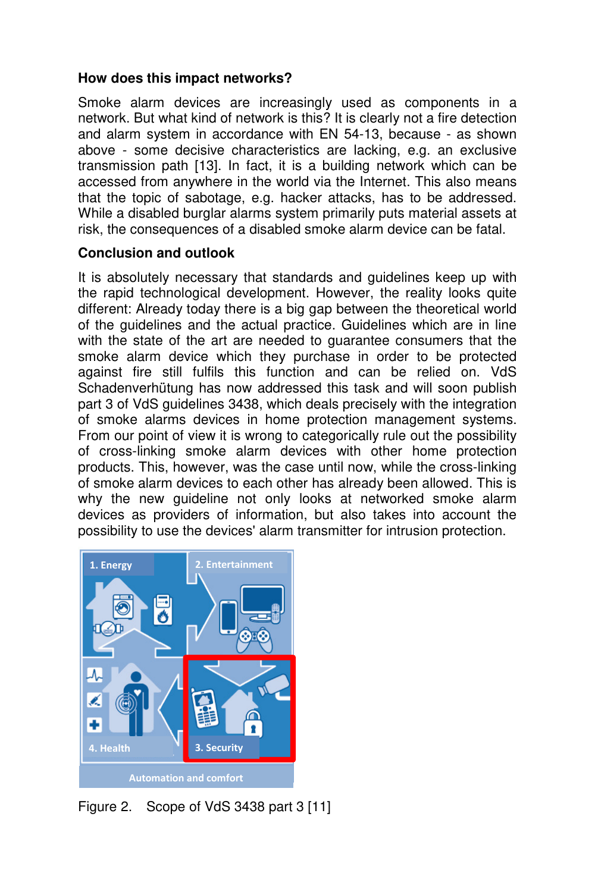**How does this impact networks?**

Smoke alarm devices are increasingly used as components in a network. But what kind of network is this? It is clearly not a fire detection and alarm system in accordance with EN 54-13, because - as shown above - some decisive characteristics are lacking, e.g. an exclusive transmission path [13]. In fact, it is a building network which can be accessed from anywhere in the world via the Internet. This also means that the topic of sabotage, e.g. hacker attacks, has to be addressed. While a disabled burglar alarms system primarily puts material assets at risk, the consequences of a disabled smoke alarm device can be fatal.

**Conclusion and outlook**

It is absolutely necessary that standards and guidelines keep up with the rapid technological development. However, the reality looks quite different: Already today there is a big gap between the theoretical world of the guidelines and the actual practice. Guidelines which are in line with the state of the art are needed to guarantee consumers that the smoke alarm device which they purchase in order to be protected against fire still fulfils this function and can be relied on. VdS Schadenverhütung has now addressed this task and will soon publish part 3 of VdS guidelines 3438, which deals precisely with the integration of smoke alarms devices in home protection management systems. From our point of view it is wrong to categorically rule out the possibility of cross-linking smoke alarm devices with other home protection products. This, however, was the case until now, while the cross-linking of smoke alarm devices to each other has already been allowed. This is why the new guideline not only looks at networked smoke alarm devices as providers of information, but also takes into account the possibility to use the devices' alarm transmitter for intrusion protection.

Figure 2. Scope of VdS 3438 part 3 [11]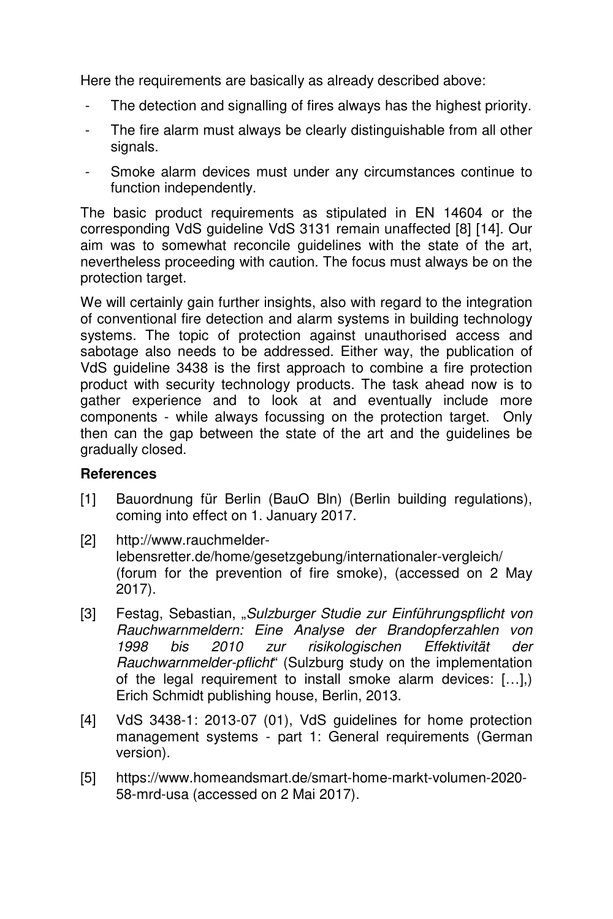Here the requirements are basically as already described above:

- The detection and signalling of fires always has the highest priority.
- The fire alarm must always be clearly distinguishable from all other signals.
- Smoke alarm devices must under any circumstances continue to function independently.

The basic product requirements as stipulated in EN 14604 or the corresponding VdS guideline VdS 3131 remain unaffected [8] [14]. Our aim was to somewhat reconcile guidelines with the state of the art, nevertheless proceeding with caution. The focus must always be on the protection target.

We will certainly gain further insights, also with regard to the integration of conventional fire detection and alarm systems in building technology systems. The topic of protection against unauthorised access and sabotage also needs to be addressed. Either way, the publication of VdS guideline 3438 is the first approach to combine a fire protection product with security technology products. The task ahead now is to gather experience and to look at and eventually include more components - while always focussing on the protection target. Only then can the gap between the state of the art and the guidelines be gradually closed.

**References**

[1] Bauordnung für Berlin (BauO Bln) (Berlin building regulations), coming into effect on 1. January 2017.

[2] http://www.rauchmelder-lebensretter.de/home/gesetzgebung/internationaler-vergleich/ (forum for the prevention of fire smoke), (accessed on 2 May 2017).

[3] Festag, Sebastian, „*Sulzburger Studie zur Einführungspflicht von Rauchwarnmeldern: Eine Analyse der Brandopferzahlen von 1998 bis 2010 zur risikologischen Effektivität der Rauchwarnmelder-pflicht*“ (Sulzburg study on the implementation of the legal requirement to install smoke alarm devices: […],) Erich Schmidt publishing house, Berlin, 2013.

[4] VdS 3438-1: 2013-07 (01), VdS guidelines for home protection management systems - part 1: General requirements (German version).

[5] https://www.homeandsmart.de/smart-home-markt-volumen-2020-58-mrd-usa (accessed on 2 Mai 2017).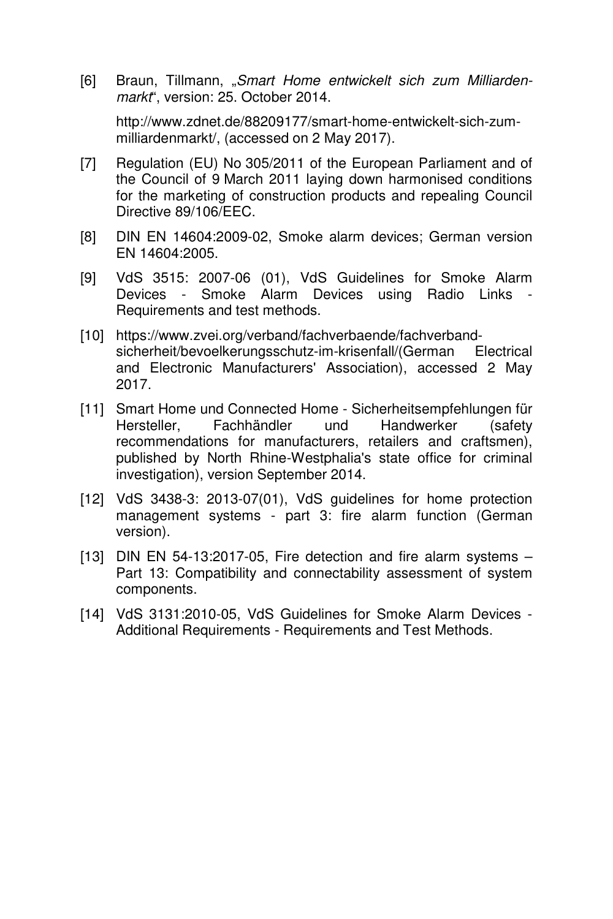[6] Braun, Tillmann, „*Smart Home entwickelt sich zum Milliarden-markt*", version: 25. October 2014.

http://www.zdnet.de/88209177/smart-home-entwickelt-sich-zum-milliardenmarkt/, (accessed on 2 May 2017).

[7] Regulation (EU) No 305/2011 of the European Parliament and of the Council of 9 March 2011 laying down harmonised conditions for the marketing of construction products and repealing Council Directive 89/106/EEC.

[8] DIN EN 14604:2009-02, Smoke alarm devices; German version EN 14604:2005.

[9] VdS 3515: 2007-06 (01), VdS Guidelines for Smoke Alarm Devices - Smoke Alarm Devices using Radio Links - Requirements and test methods.

[10] https://www.zvei.org/verband/fachverbaende/fachverband-sicherheit/bevoelkerungsschutz-im-krisenfall/(German Electrical and Electronic Manufacturers' Association), accessed 2 May 2017.

[11] Smart Home und Connected Home - Sicherheitsempfehlungen für Hersteller, Fachhändler und Handwerker (safety recommendations for manufacturers, retailers and craftsmen), published by North Rhine-Westphalia's state office for criminal investigation), version September 2014.

[12] VdS 3438-3: 2013-07(01), VdS guidelines for home protection management systems - part 3: fire alarm function (German version).

[13] DIN EN 54-13:2017-05, Fire detection and fire alarm systems – Part 13: Compatibility and connectability assessment of system components.

[14] VdS 3131:2010-05, VdS Guidelines for Smoke Alarm Devices - Additional Requirements - Requirements and Test Methods.